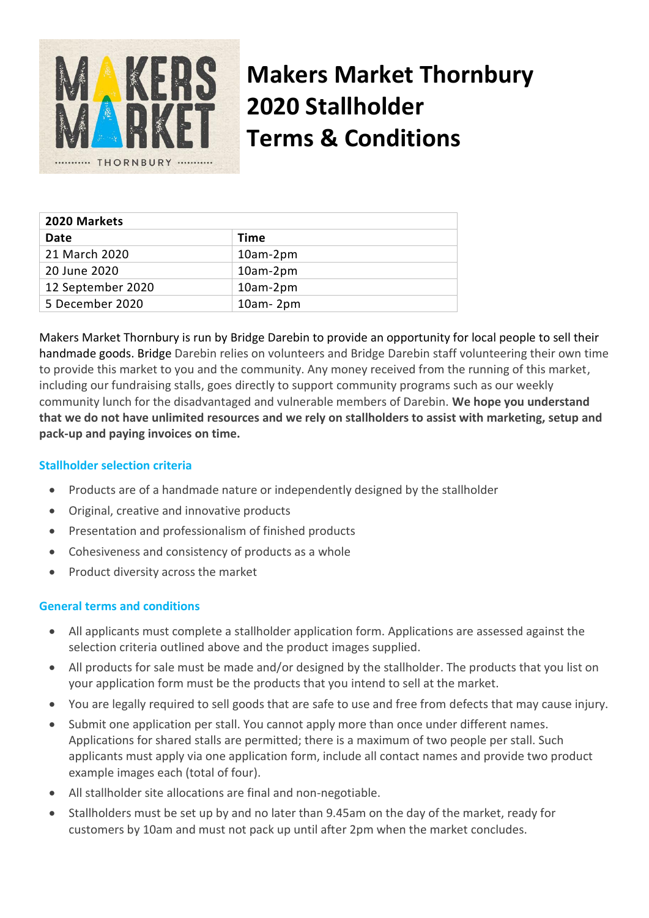# Makers Market Thornbury 2020 Stallholder Terms & Conditions

| 2020 Markets | |
|---|---|
| **Date** | **Time** |
| 21 March 2020 | 10am-2pm |
| 20 June 2020 | 10am-2pm |
| 12 September 2020 | 10am-2pm |
| 5 December 2020 | 10am- 2pm |

Makers Market Thornbury is run by Bridge Darebin to provide an opportunity for local people to sell their handmade goods. Bridge Darebin relies on volunteers and Bridge Darebin staff volunteering their own time to provide this market to you and the community. Any money received from the running of this market, including our fundraising stalls, goes directly to support community programs such as our weekly community lunch for the disadvantaged and vulnerable members of Darebin. **We hope you understand that we do not have unlimited resources and we rely on stallholders to assist with marketing, setup and pack-up and paying invoices on time.**

## Stallholder selection criteria

- Products are of a handmade nature or independently designed by the stallholder
- Original, creative and innovative products
- Presentation and professionalism of finished products
- Cohesiveness and consistency of products as a whole
- Product diversity across the market

## General terms and conditions

- All applicants must complete a stallholder application form. Applications are assessed against the selection criteria outlined above and the product images supplied.
- All products for sale must be made and/or designed by the stallholder. The products that you list on your application form must be the products that you intend to sell at the market.
- You are legally required to sell goods that are safe to use and free from defects that may cause injury.
- Submit one application per stall. You cannot apply more than once under different names. Applications for shared stalls are permitted; there is a maximum of two people per stall. Such applicants must apply via one application form, include all contact names and provide two product example images each (total of four).
- All stallholder site allocations are final and non-negotiable.
- Stallholders must be set up by and no later than 9.45am on the day of the market, ready for customers by 10am and must not pack up until after 2pm when the market concludes.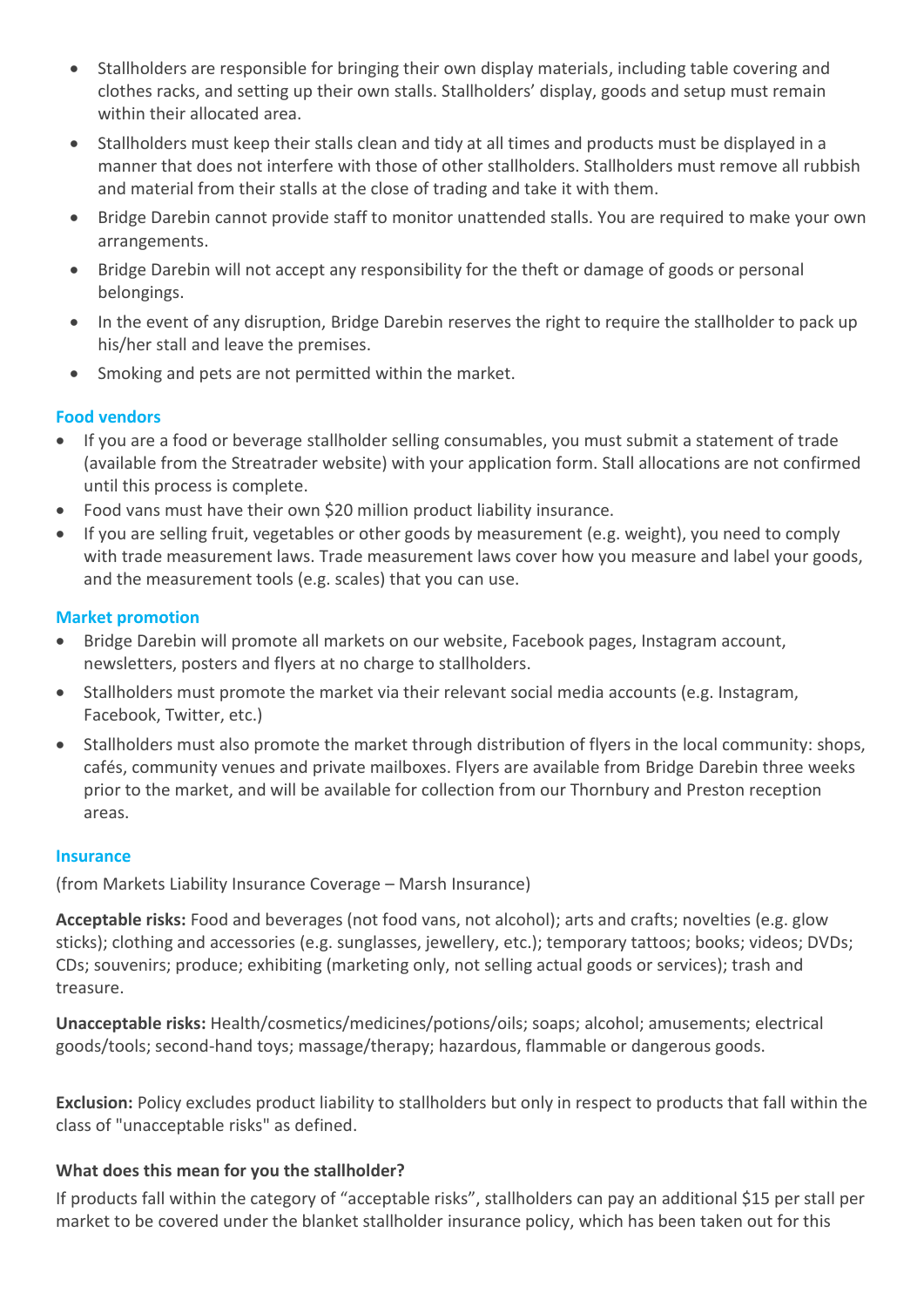- Stallholders are responsible for bringing their own display materials, including table covering and clothes racks, and setting up their own stalls. Stallholders' display, goods and setup must remain within their allocated area.
- Stallholders must keep their stalls clean and tidy at all times and products must be displayed in a manner that does not interfere with those of other stallholders. Stallholders must remove all rubbish and material from their stalls at the close of trading and take it with them.
- Bridge Darebin cannot provide staff to monitor unattended stalls. You are required to make your own arrangements.
- Bridge Darebin will not accept any responsibility for the theft or damage of goods or personal belongings.
- In the event of any disruption, Bridge Darebin reserves the right to require the stallholder to pack up his/her stall and leave the premises.
- Smoking and pets are not permitted within the market.

### Food vendors

- If you are a food or beverage stallholder selling consumables, you must submit a statement of trade (available from the Streatrader website) with your application form. Stall allocations are not confirmed until this process is complete.
- Food vans must have their own $20 million product liability insurance.
- If you are selling fruit, vegetables or other goods by measurement (e.g. weight), you need to comply with trade measurement laws. Trade measurement laws cover how you measure and label your goods, and the measurement tools (e.g. scales) that you can use.

### Market promotion

- Bridge Darebin will promote all markets on our website, Facebook pages, Instagram account, newsletters, posters and flyers at no charge to stallholders.
- Stallholders must promote the market via their relevant social media accounts (e.g. Instagram, Facebook, Twitter, etc.)
- Stallholders must also promote the market through distribution of flyers in the local community: shops, cafés, community venues and private mailboxes. Flyers are available from Bridge Darebin three weeks prior to the market, and will be available for collection from our Thornbury and Preston reception areas.

### Insurance

(from Markets Liability Insurance Coverage – Marsh Insurance)

**Acceptable risks:** Food and beverages (not food vans, not alcohol); arts and crafts; novelties (e.g. glow sticks); clothing and accessories (e.g. sunglasses, jewellery, etc.); temporary tattoos; books; videos; DVDs; CDs; souvenirs; produce; exhibiting (marketing only, not selling actual goods or services); trash and treasure.

**Unacceptable risks:** Health/cosmetics/medicines/potions/oils; soaps; alcohol; amusements; electrical goods/tools; second-hand toys; massage/therapy; hazardous, flammable or dangerous goods.

**Exclusion:** Policy excludes product liability to stallholders but only in respect to products that fall within the class of "unacceptable risks" as defined.

**What does this mean for you the stallholder?**

If products fall within the category of "acceptable risks", stallholders can pay an additional $15 per stall per market to be covered under the blanket stallholder insurance policy, which has been taken out for this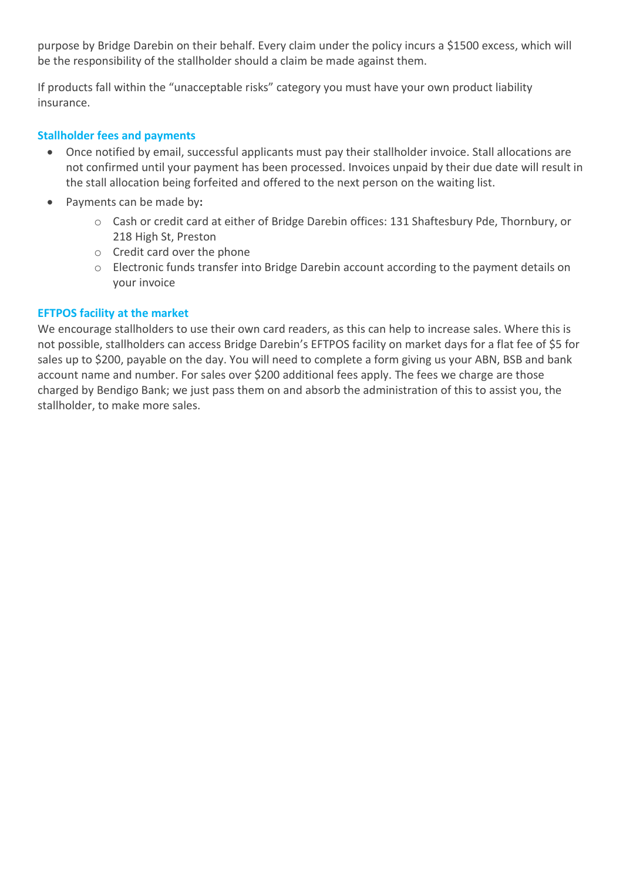purpose by Bridge Darebin on their behalf. Every claim under the policy incurs a $1500 excess, which will be the responsibility of the stallholder should a claim be made against them.

If products fall within the "unacceptable risks" category you must have your own product liability insurance.

### Stallholder fees and payments

- Once notified by email, successful applicants must pay their stallholder invoice. Stall allocations are not confirmed until your payment has been processed. Invoices unpaid by their due date will result in the stall allocation being forfeited and offered to the next person on the waiting list.
- Payments can be made by**:**
  - Cash or credit card at either of Bridge Darebin offices: 131 Shaftesbury Pde, Thornbury, or 218 High St, Preston
  - Credit card over the phone
  - Electronic funds transfer into Bridge Darebin account according to the payment details on your invoice

### EFTPOS facility at the market

We encourage stallholders to use their own card readers, as this can help to increase sales. Where this is not possible, stallholders can access Bridge Darebin's EFTPOS facility on market days for a flat fee of $5 for sales up to $200, payable on the day. You will need to complete a form giving us your ABN, BSB and bank account name and number. For sales over $200 additional fees apply. The fees we charge are those charged by Bendigo Bank; we just pass them on and absorb the administration of this to assist you, the stallholder, to make more sales.